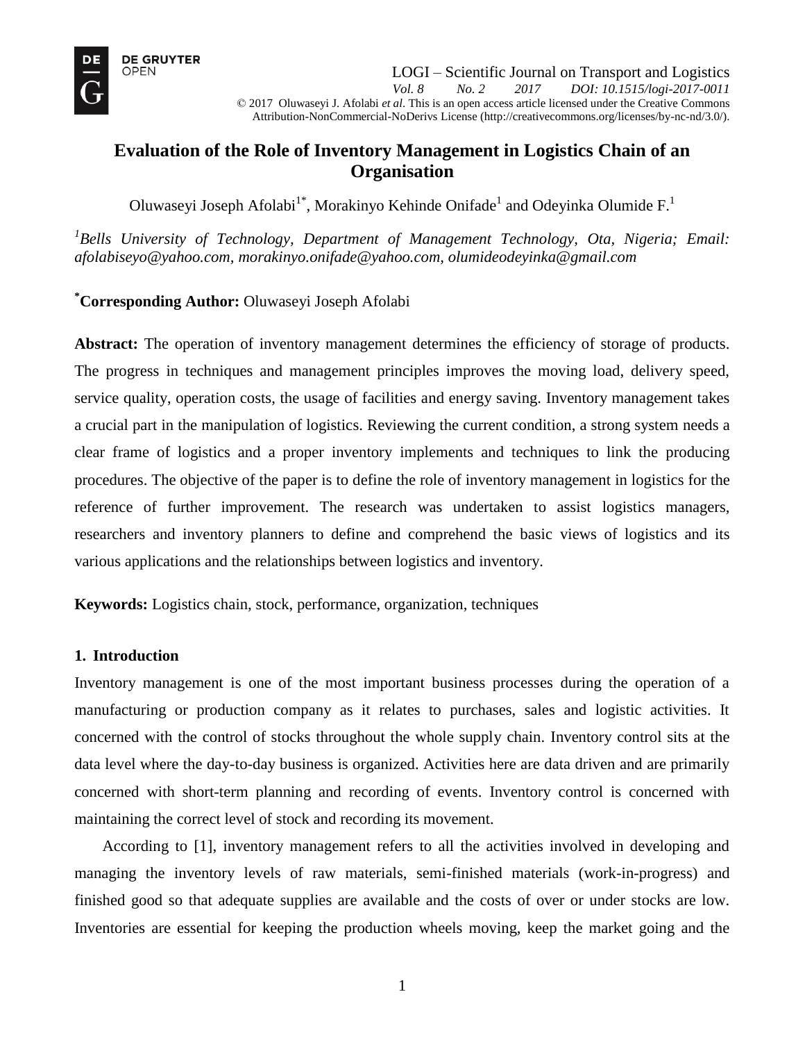LOGI – Scientific Journal on Transport and Logistics
*Vol. 8 No. 2 2017 DOI: 10.1515/logi-2017-0011*
© 2017 Oluwaseyi J. Afolabi *et al*. This is an open access article licensed under the Creative Commons Attribution-NonCommercial-NoDerivs License (http://creativecommons.org/licenses/by-nc-nd/3.0/).

# Evaluation of the Role of Inventory Management in Logistics Chain of an Organisation

Oluwaseyi Joseph Afolabi[1*], Morakinyo Kehinde Onifade[1] and Odeyinka Olumide F.[1]

*[1]Bells University of Technology, Department of Management Technology, Ota, Nigeria; Email: afolabiseyo@yahoo.com, morakinyo.onifade@yahoo.com, olumideodeyinka@gmail.com*

**[*]Corresponding Author:** Oluwaseyi Joseph Afolabi

**Abstract:** The operation of inventory management determines the efficiency of storage of products. The progress in techniques and management principles improves the moving load, delivery speed, service quality, operation costs, the usage of facilities and energy saving. Inventory management takes a crucial part in the manipulation of logistics. Reviewing the current condition, a strong system needs a clear frame of logistics and a proper inventory implements and techniques to link the producing procedures. The objective of the paper is to define the role of inventory management in logistics for the reference of further improvement. The research was undertaken to assist logistics managers, researchers and inventory planners to define and comprehend the basic views of logistics and its various applications and the relationships between logistics and inventory.

**Keywords:** Logistics chain, stock, performance, organization, techniques

## 1. Introduction

Inventory management is one of the most important business processes during the operation of a manufacturing or production company as it relates to purchases, sales and logistic activities. It concerned with the control of stocks throughout the whole supply chain. Inventory control sits at the data level where the day-to-day business is organized. Activities here are data driven and are primarily concerned with short-term planning and recording of events. Inventory control is concerned with maintaining the correct level of stock and recording its movement.

According to [1], inventory management refers to all the activities involved in developing and managing the inventory levels of raw materials, semi-finished materials (work-in-progress) and finished good so that adequate supplies are available and the costs of over or under stocks are low. Inventories are essential for keeping the production wheels moving, keep the market going and the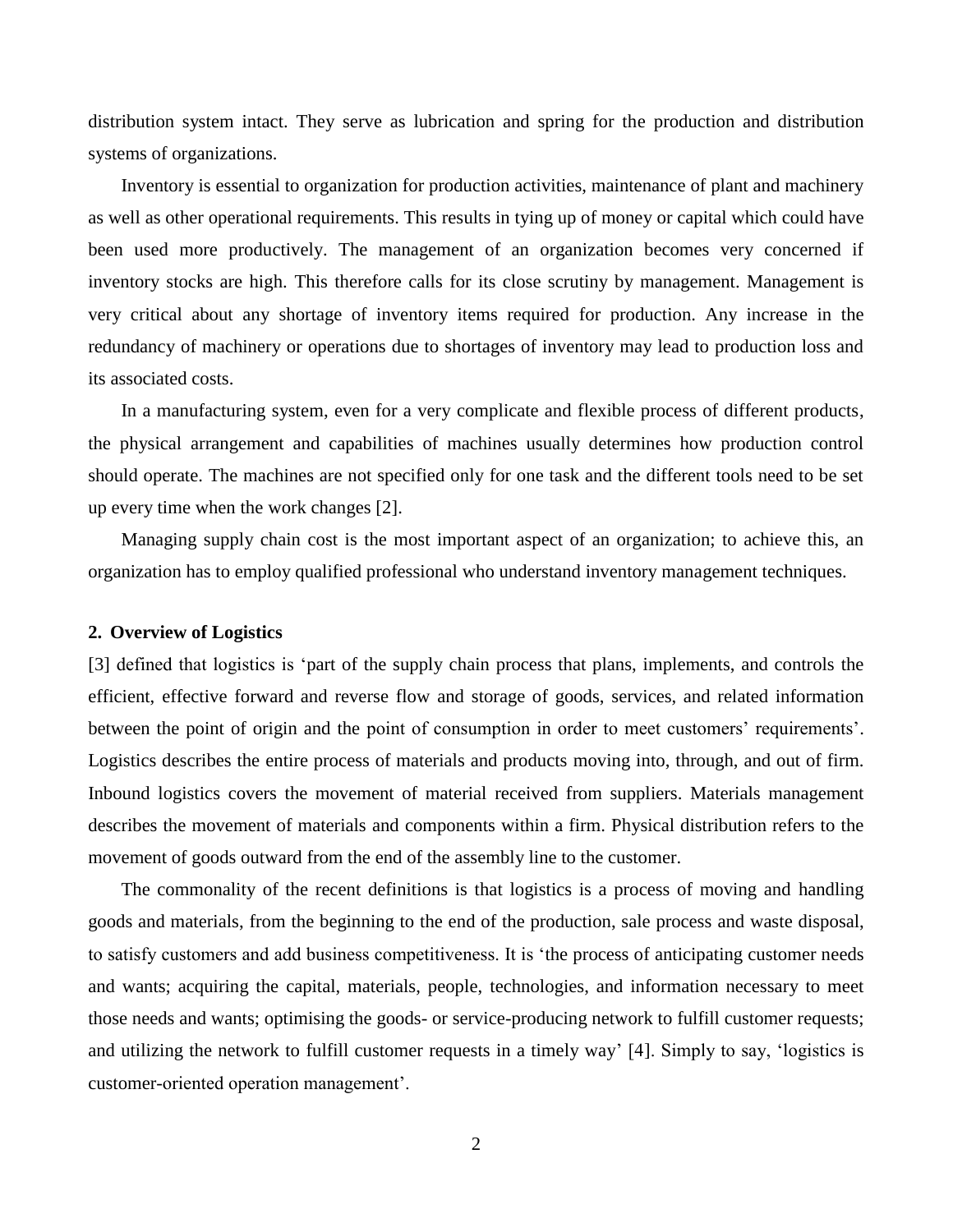distribution system intact. They serve as lubrication and spring for the production and distribution systems of organizations.

Inventory is essential to organization for production activities, maintenance of plant and machinery as well as other operational requirements. This results in tying up of money or capital which could have been used more productively. The management of an organization becomes very concerned if inventory stocks are high. This therefore calls for its close scrutiny by management. Management is very critical about any shortage of inventory items required for production. Any increase in the redundancy of machinery or operations due to shortages of inventory may lead to production loss and its associated costs.

In a manufacturing system, even for a very complicate and flexible process of different products, the physical arrangement and capabilities of machines usually determines how production control should operate. The machines are not specified only for one task and the different tools need to be set up every time when the work changes [2].

Managing supply chain cost is the most important aspect of an organization; to achieve this, an organization has to employ qualified professional who understand inventory management techniques.

## 2. Overview of Logistics

[3] defined that logistics is 'part of the supply chain process that plans, implements, and controls the efficient, effective forward and reverse flow and storage of goods, services, and related information between the point of origin and the point of consumption in order to meet customers' requirements'. Logistics describes the entire process of materials and products moving into, through, and out of firm. Inbound logistics covers the movement of material received from suppliers. Materials management describes the movement of materials and components within a firm. Physical distribution refers to the movement of goods outward from the end of the assembly line to the customer.

The commonality of the recent definitions is that logistics is a process of moving and handling goods and materials, from the beginning to the end of the production, sale process and waste disposal, to satisfy customers and add business competitiveness. It is 'the process of anticipating customer needs and wants; acquiring the capital, materials, people, technologies, and information necessary to meet those needs and wants; optimising the goods- or service-producing network to fulfill customer requests; and utilizing the network to fulfill customer requests in a timely way' [4]. Simply to say, 'logistics is customer-oriented operation management'.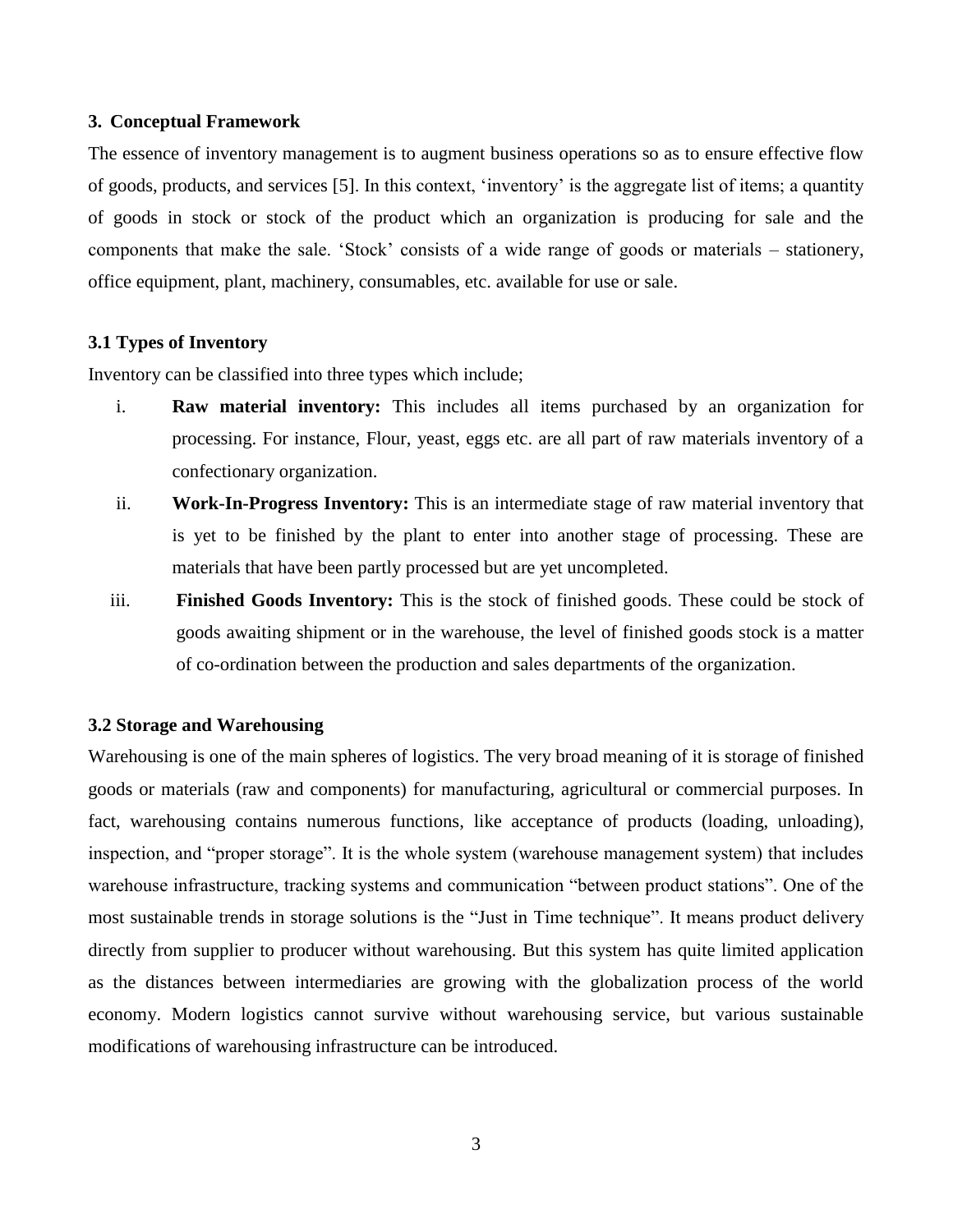## 3. Conceptual Framework

The essence of inventory management is to augment business operations so as to ensure effective flow of goods, products, and services [5]. In this context, 'inventory' is the aggregate list of items; a quantity of goods in stock or stock of the product which an organization is producing for sale and the components that make the sale. 'Stock' consists of a wide range of goods or materials – stationery, office equipment, plant, machinery, consumables, etc. available for use or sale.

### 3.1 Types of Inventory

Inventory can be classified into three types which include;

i. **Raw material inventory:** This includes all items purchased by an organization for processing. For instance, Flour, yeast, eggs etc. are all part of raw materials inventory of a confectionary organization.

ii. **Work-In-Progress Inventory:** This is an intermediate stage of raw material inventory that is yet to be finished by the plant to enter into another stage of processing. These are materials that have been partly processed but are yet uncompleted.

iii. **Finished Goods Inventory:** This is the stock of finished goods. These could be stock of goods awaiting shipment or in the warehouse, the level of finished goods stock is a matter of co-ordination between the production and sales departments of the organization.

### 3.2 Storage and Warehousing

Warehousing is one of the main spheres of logistics. The very broad meaning of it is storage of finished goods or materials (raw and components) for manufacturing, agricultural or commercial purposes. In fact, warehousing contains numerous functions, like acceptance of products (loading, unloading), inspection, and "proper storage". It is the whole system (warehouse management system) that includes warehouse infrastructure, tracking systems and communication "between product stations". One of the most sustainable trends in storage solutions is the "Just in Time technique". It means product delivery directly from supplier to producer without warehousing. But this system has quite limited application as the distances between intermediaries are growing with the globalization process of the world economy. Modern logistics cannot survive without warehousing service, but various sustainable modifications of warehousing infrastructure can be introduced.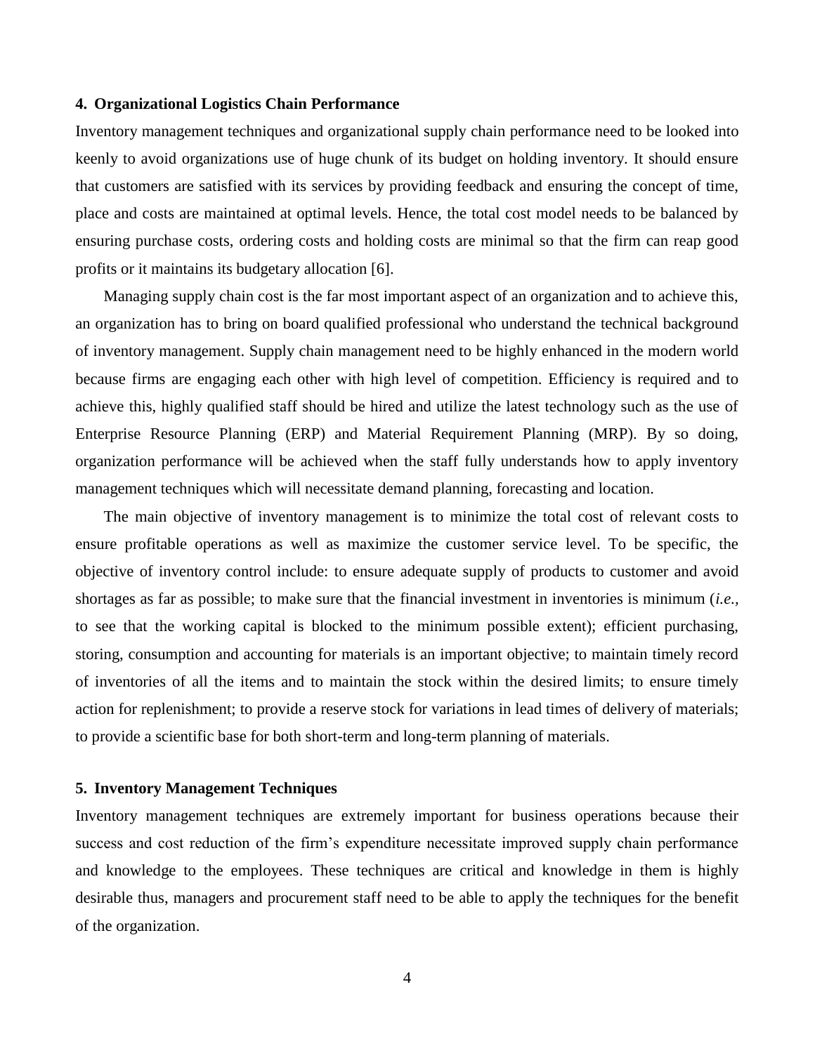## 4. Organizational Logistics Chain Performance

Inventory management techniques and organizational supply chain performance need to be looked into keenly to avoid organizations use of huge chunk of its budget on holding inventory. It should ensure that customers are satisfied with its services by providing feedback and ensuring the concept of time, place and costs are maintained at optimal levels. Hence, the total cost model needs to be balanced by ensuring purchase costs, ordering costs and holding costs are minimal so that the firm can reap good profits or it maintains its budgetary allocation [6].

Managing supply chain cost is the far most important aspect of an organization and to achieve this, an organization has to bring on board qualified professional who understand the technical background of inventory management. Supply chain management need to be highly enhanced in the modern world because firms are engaging each other with high level of competition. Efficiency is required and to achieve this, highly qualified staff should be hired and utilize the latest technology such as the use of Enterprise Resource Planning (ERP) and Material Requirement Planning (MRP). By so doing, organization performance will be achieved when the staff fully understands how to apply inventory management techniques which will necessitate demand planning, forecasting and location.

The main objective of inventory management is to minimize the total cost of relevant costs to ensure profitable operations as well as maximize the customer service level. To be specific, the objective of inventory control include: to ensure adequate supply of products to customer and avoid shortages as far as possible; to make sure that the financial investment in inventories is minimum (*i.e.*, to see that the working capital is blocked to the minimum possible extent); efficient purchasing, storing, consumption and accounting for materials is an important objective; to maintain timely record of inventories of all the items and to maintain the stock within the desired limits; to ensure timely action for replenishment; to provide a reserve stock for variations in lead times of delivery of materials; to provide a scientific base for both short-term and long-term planning of materials.

## 5. Inventory Management Techniques

Inventory management techniques are extremely important for business operations because their success and cost reduction of the firm's expenditure necessitate improved supply chain performance and knowledge to the employees. These techniques are critical and knowledge in them is highly desirable thus, managers and procurement staff need to be able to apply the techniques for the benefit of the organization.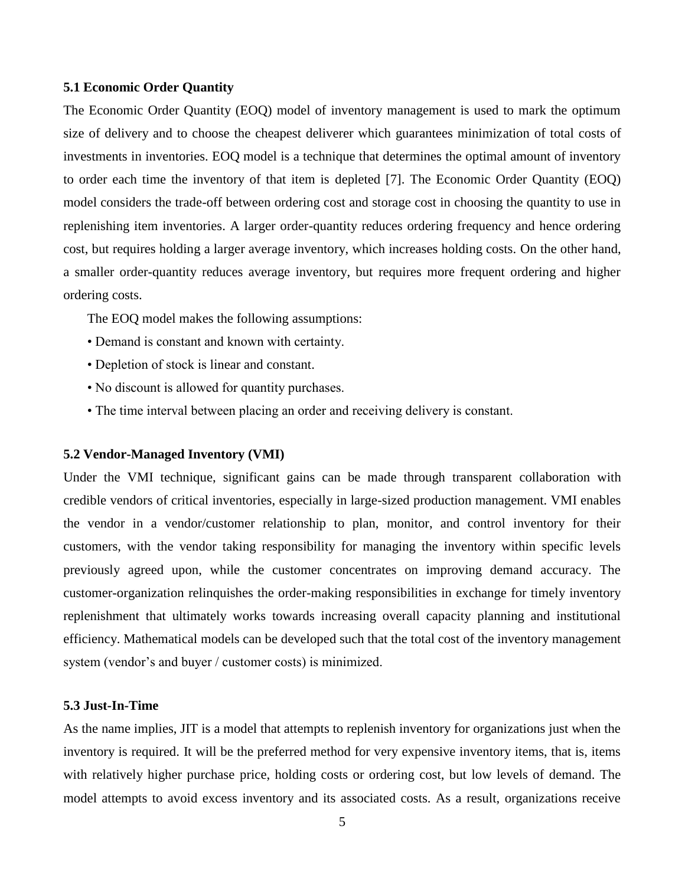### 5.1 Economic Order Quantity

The Economic Order Quantity (EOQ) model of inventory management is used to mark the optimum size of delivery and to choose the cheapest deliverer which guarantees minimization of total costs of investments in inventories. EOQ model is a technique that determines the optimal amount of inventory to order each time the inventory of that item is depleted [7]. The Economic Order Quantity (EOQ) model considers the trade-off between ordering cost and storage cost in choosing the quantity to use in replenishing item inventories. A larger order-quantity reduces ordering frequency and hence ordering cost, but requires holding a larger average inventory, which increases holding costs. On the other hand, a smaller order-quantity reduces average inventory, but requires more frequent ordering and higher ordering costs.

The EOQ model makes the following assumptions:

- Demand is constant and known with certainty.
- Depletion of stock is linear and constant.
- No discount is allowed for quantity purchases.
- The time interval between placing an order and receiving delivery is constant.

### 5.2 Vendor-Managed Inventory (VMI)

Under the VMI technique, significant gains can be made through transparent collaboration with credible vendors of critical inventories, especially in large-sized production management. VMI enables the vendor in a vendor/customer relationship to plan, monitor, and control inventory for their customers, with the vendor taking responsibility for managing the inventory within specific levels previously agreed upon, while the customer concentrates on improving demand accuracy. The customer-organization relinquishes the order-making responsibilities in exchange for timely inventory replenishment that ultimately works towards increasing overall capacity planning and institutional efficiency. Mathematical models can be developed such that the total cost of the inventory management system (vendor's and buyer / customer costs) is minimized.

### 5.3 Just-In-Time

As the name implies, JIT is a model that attempts to replenish inventory for organizations just when the inventory is required. It will be the preferred method for very expensive inventory items, that is, items with relatively higher purchase price, holding costs or ordering cost, but low levels of demand. The model attempts to avoid excess inventory and its associated costs. As a result, organizations receive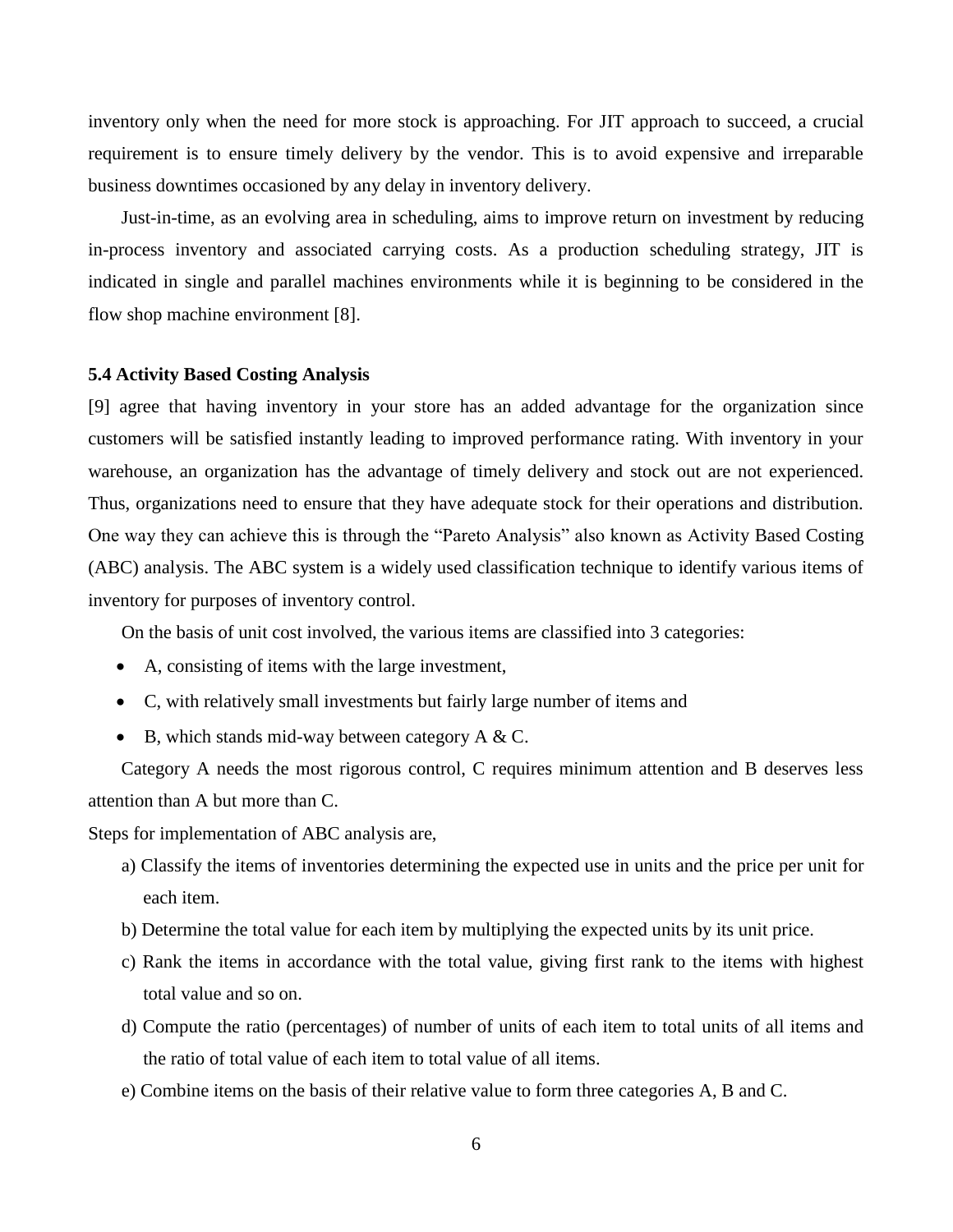inventory only when the need for more stock is approaching. For JIT approach to succeed, a crucial requirement is to ensure timely delivery by the vendor. This is to avoid expensive and irreparable business downtimes occasioned by any delay in inventory delivery.

Just-in-time, as an evolving area in scheduling, aims to improve return on investment by reducing in-process inventory and associated carrying costs. As a production scheduling strategy, JIT is indicated in single and parallel machines environments while it is beginning to be considered in the flow shop machine environment [8].

### 5.4 Activity Based Costing Analysis

[9] agree that having inventory in your store has an added advantage for the organization since customers will be satisfied instantly leading to improved performance rating. With inventory in your warehouse, an organization has the advantage of timely delivery and stock out are not experienced. Thus, organizations need to ensure that they have adequate stock for their operations and distribution. One way they can achieve this is through the "Pareto Analysis" also known as Activity Based Costing (ABC) analysis. The ABC system is a widely used classification technique to identify various items of inventory for purposes of inventory control.

On the basis of unit cost involved, the various items are classified into 3 categories:

- A, consisting of items with the large investment,
- C, with relatively small investments but fairly large number of items and
- B, which stands mid-way between category A & C.

Category A needs the most rigorous control, C requires minimum attention and B deserves less attention than A but more than C.

Steps for implementation of ABC analysis are,

a) Classify the items of inventories determining the expected use in units and the price per unit for each item.

b) Determine the total value for each item by multiplying the expected units by its unit price.

c) Rank the items in accordance with the total value, giving first rank to the items with highest total value and so on.

d) Compute the ratio (percentages) of number of units of each item to total units of all items and the ratio of total value of each item to total value of all items.

e) Combine items on the basis of their relative value to form three categories A, B and C.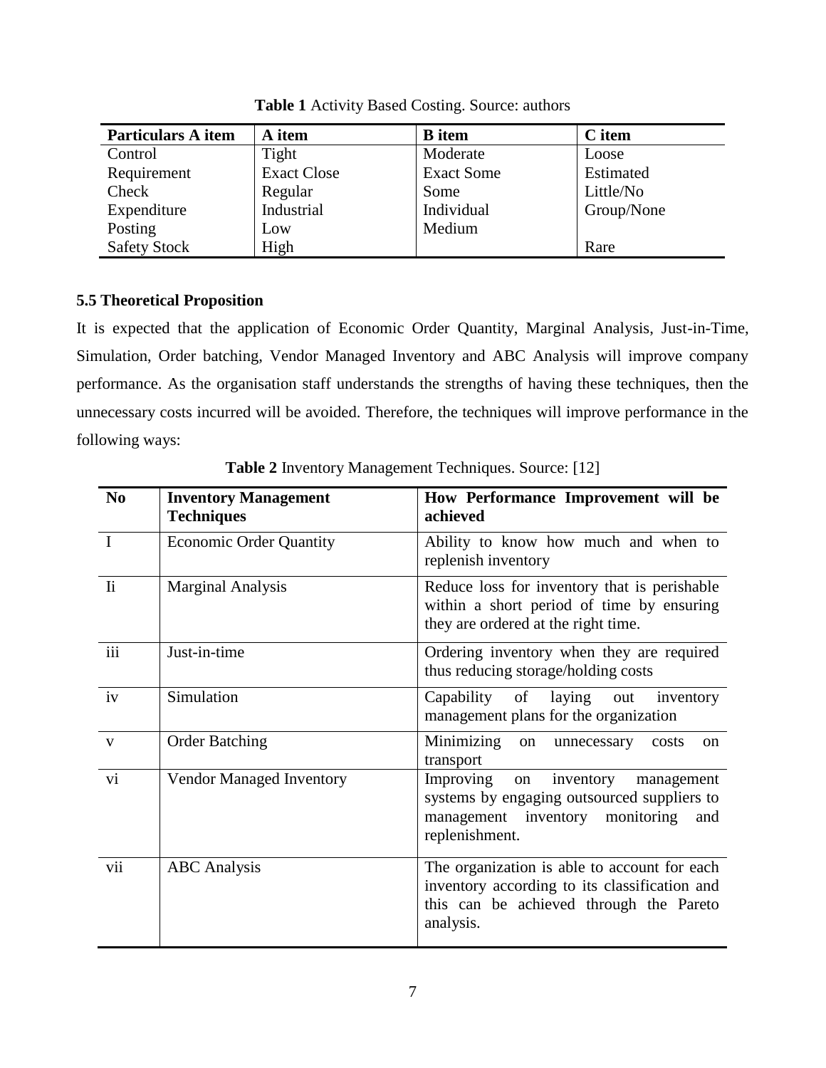**Table 1** Activity Based Costing. Source: authors

| Particulars A item | A item | B item | C item |
|---|---|---|---|
| Control | Tight | Moderate | Loose |
| Requirement | Exact Close | Exact Some | Estimated |
| Check | Regular | Some | Little/No |
| Expenditure | Industrial | Individual | Group/None |
| Posting | Low | Medium | |
| Safety Stock | High | | Rare |

### 5.5 Theoretical Proposition

It is expected that the application of Economic Order Quantity, Marginal Analysis, Just-in-Time, Simulation, Order batching, Vendor Managed Inventory and ABC Analysis will improve company performance. As the organisation staff understands the strengths of having these techniques, then the unnecessary costs incurred will be avoided. Therefore, the techniques will improve performance in the following ways:

**Table 2** Inventory Management Techniques. Source: [12]

| No | Inventory Management Techniques | How Performance Improvement will be achieved |
|---|---|---|
| I | Economic Order Quantity | Ability to know how much and when to replenish inventory |
| Ii | Marginal Analysis | Reduce loss for inventory that is perishable within a short period of time by ensuring they are ordered at the right time. |
| iii | Just-in-time | Ordering inventory when they are required thus reducing storage/holding costs |
| iv | Simulation | Capability of laying out inventory management plans for the organization |
| v | Order Batching | Minimizing on unnecessary costs on transport |
| vi | Vendor Managed Inventory | Improving on inventory management systems by engaging outsourced suppliers to management inventory monitoring and replenishment. |
| vii | ABC Analysis | The organization is able to account for each inventory according to its classification and this can be achieved through the Pareto analysis. |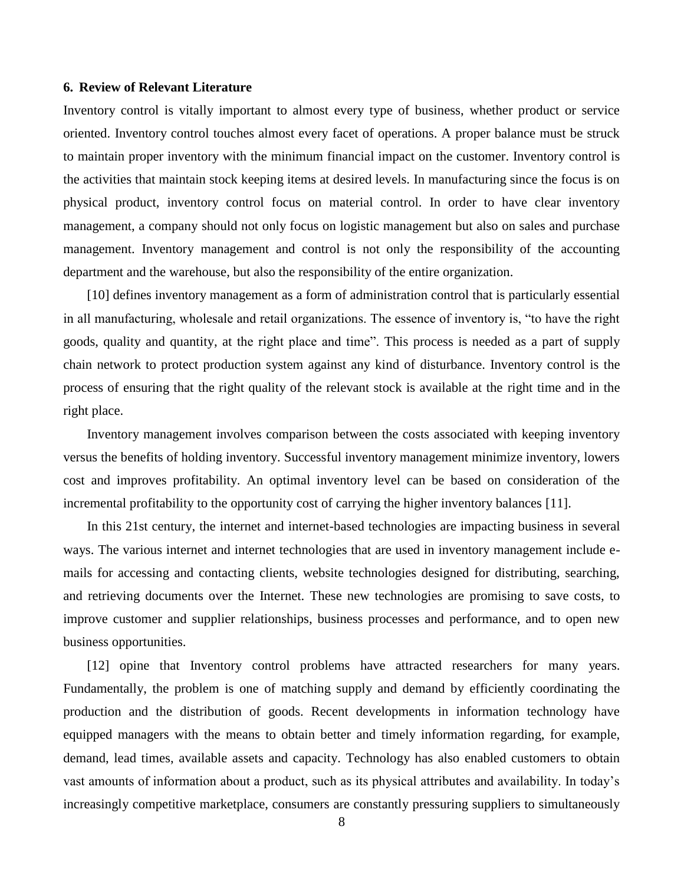## 6. Review of Relevant Literature

Inventory control is vitally important to almost every type of business, whether product or service oriented. Inventory control touches almost every facet of operations. A proper balance must be struck to maintain proper inventory with the minimum financial impact on the customer. Inventory control is the activities that maintain stock keeping items at desired levels. In manufacturing since the focus is on physical product, inventory control focus on material control. In order to have clear inventory management, a company should not only focus on logistic management but also on sales and purchase management. Inventory management and control is not only the responsibility of the accounting department and the warehouse, but also the responsibility of the entire organization.

[10] defines inventory management as a form of administration control that is particularly essential in all manufacturing, wholesale and retail organizations. The essence of inventory is, "to have the right goods, quality and quantity, at the right place and time". This process is needed as a part of supply chain network to protect production system against any kind of disturbance. Inventory control is the process of ensuring that the right quality of the relevant stock is available at the right time and in the right place.

Inventory management involves comparison between the costs associated with keeping inventory versus the benefits of holding inventory. Successful inventory management minimize inventory, lowers cost and improves profitability. An optimal inventory level can be based on consideration of the incremental profitability to the opportunity cost of carrying the higher inventory balances [11].

In this 21st century, the internet and internet-based technologies are impacting business in several ways. The various internet and internet technologies that are used in inventory management include e-mails for accessing and contacting clients, website technologies designed for distributing, searching, and retrieving documents over the Internet. These new technologies are promising to save costs, to improve customer and supplier relationships, business processes and performance, and to open new business opportunities.

[12] opine that Inventory control problems have attracted researchers for many years. Fundamentally, the problem is one of matching supply and demand by efficiently coordinating the production and the distribution of goods. Recent developments in information technology have equipped managers with the means to obtain better and timely information regarding, for example, demand, lead times, available assets and capacity. Technology has also enabled customers to obtain vast amounts of information about a product, such as its physical attributes and availability. In today's increasingly competitive marketplace, consumers are constantly pressuring suppliers to simultaneously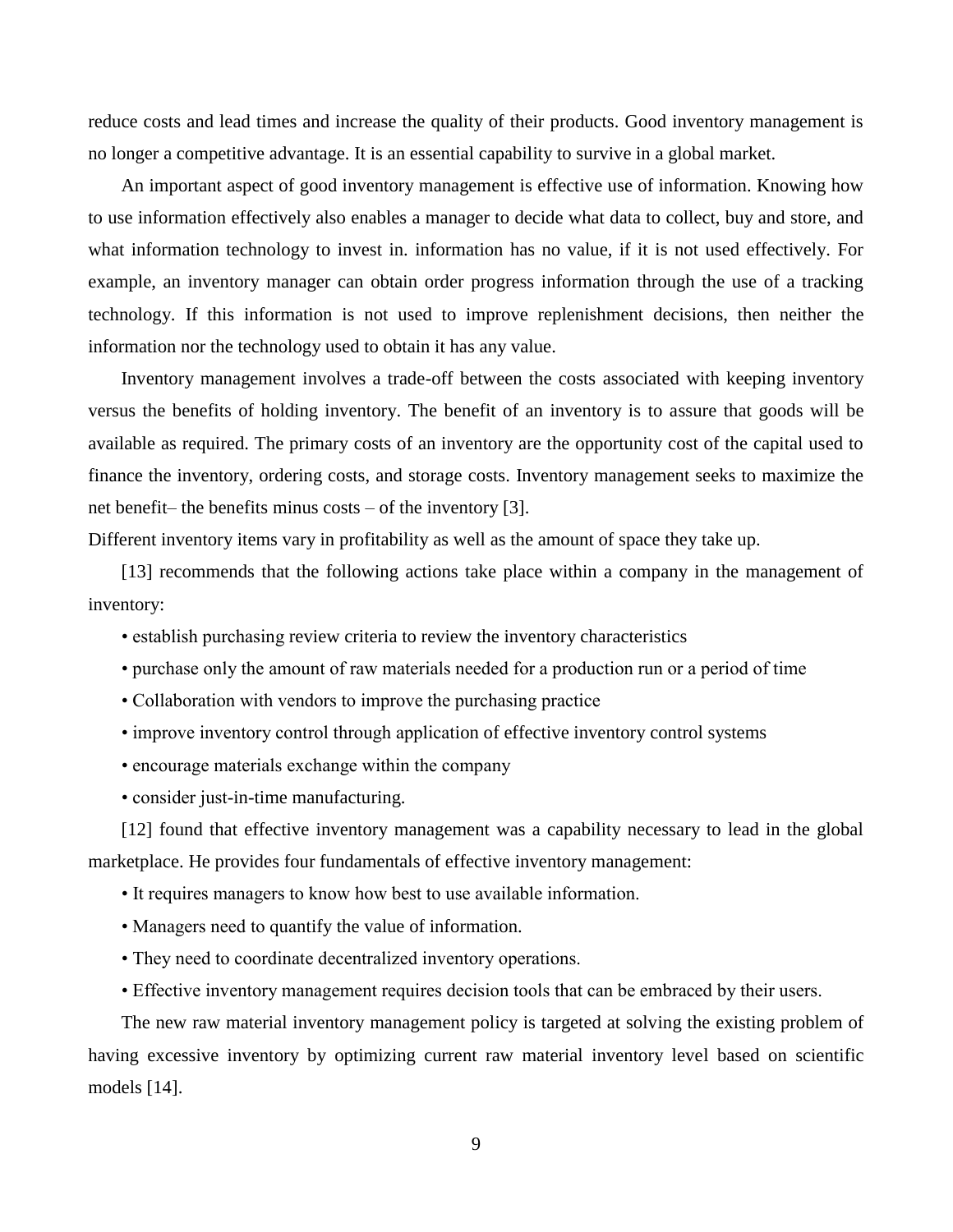reduce costs and lead times and increase the quality of their products. Good inventory management is no longer a competitive advantage. It is an essential capability to survive in a global market.

An important aspect of good inventory management is effective use of information. Knowing how to use information effectively also enables a manager to decide what data to collect, buy and store, and what information technology to invest in. information has no value, if it is not used effectively. For example, an inventory manager can obtain order progress information through the use of a tracking technology. If this information is not used to improve replenishment decisions, then neither the information nor the technology used to obtain it has any value.

Inventory management involves a trade-off between the costs associated with keeping inventory versus the benefits of holding inventory. The benefit of an inventory is to assure that goods will be available as required. The primary costs of an inventory are the opportunity cost of the capital used to finance the inventory, ordering costs, and storage costs. Inventory management seeks to maximize the net benefit– the benefits minus costs – of the inventory [3].

Different inventory items vary in profitability as well as the amount of space they take up.

[13] recommends that the following actions take place within a company in the management of inventory:

- establish purchasing review criteria to review the inventory characteristics
- purchase only the amount of raw materials needed for a production run or a period of time
- Collaboration with vendors to improve the purchasing practice
- improve inventory control through application of effective inventory control systems
- encourage materials exchange within the company
- consider just-in-time manufacturing.

[12] found that effective inventory management was a capability necessary to lead in the global marketplace. He provides four fundamentals of effective inventory management:

- It requires managers to know how best to use available information.
- Managers need to quantify the value of information.
- They need to coordinate decentralized inventory operations.
- Effective inventory management requires decision tools that can be embraced by their users.

The new raw material inventory management policy is targeted at solving the existing problem of having excessive inventory by optimizing current raw material inventory level based on scientific models [14].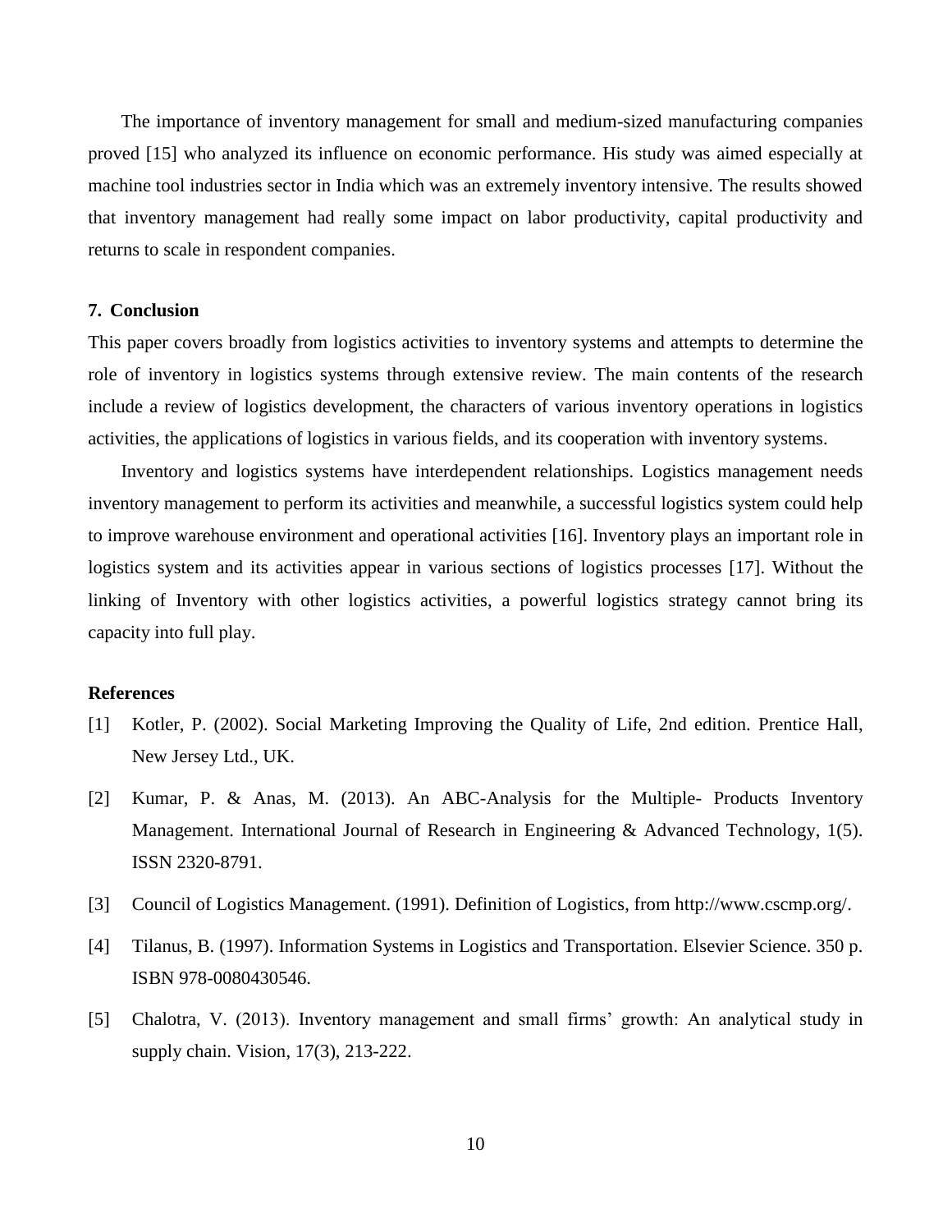The importance of inventory management for small and medium-sized manufacturing companies proved [15] who analyzed its influence on economic performance. His study was aimed especially at machine tool industries sector in India which was an extremely inventory intensive. The results showed that inventory management had really some impact on labor productivity, capital productivity and returns to scale in respondent companies.

## 7. Conclusion

This paper covers broadly from logistics activities to inventory systems and attempts to determine the role of inventory in logistics systems through extensive review. The main contents of the research include a review of logistics development, the characters of various inventory operations in logistics activities, the applications of logistics in various fields, and its cooperation with inventory systems.

Inventory and logistics systems have interdependent relationships. Logistics management needs inventory management to perform its activities and meanwhile, a successful logistics system could help to improve warehouse environment and operational activities [16]. Inventory plays an important role in logistics system and its activities appear in various sections of logistics processes [17]. Without the linking of Inventory with other logistics activities, a powerful logistics strategy cannot bring its capacity into full play.

## References

[1] Kotler, P. (2002). Social Marketing Improving the Quality of Life, 2nd edition. Prentice Hall, New Jersey Ltd., UK.

[2] Kumar, P. & Anas, M. (2013). An ABC-Analysis for the Multiple- Products Inventory Management. International Journal of Research in Engineering & Advanced Technology, 1(5). ISSN 2320-8791.

[3] Council of Logistics Management. (1991). Definition of Logistics, from http://www.cscmp.org/.

[4] Tilanus, B. (1997). Information Systems in Logistics and Transportation. Elsevier Science. 350 p. ISBN 978-0080430546.

[5] Chalotra, V. (2013). Inventory management and small firms' growth: An analytical study in supply chain. Vision, 17(3), 213-222.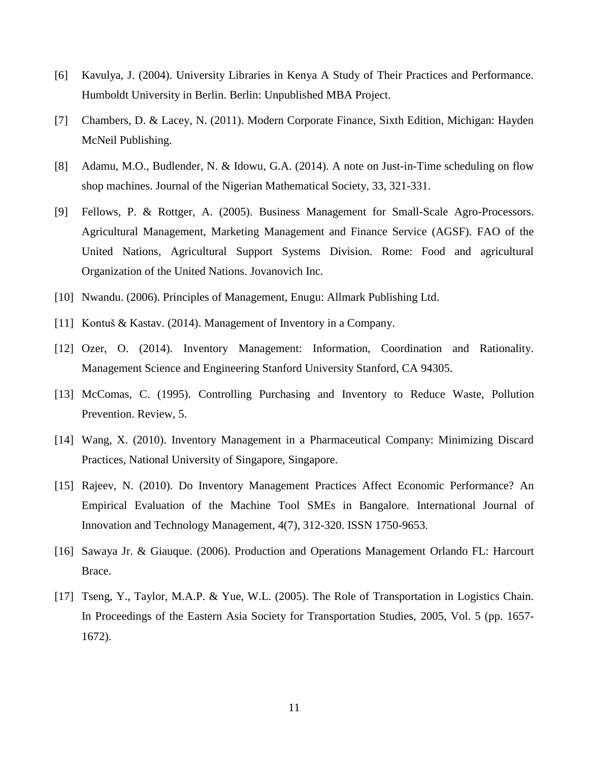[6] Kavulya, J. (2004). University Libraries in Kenya A Study of Their Practices and Performance. Humboldt University in Berlin. Berlin: Unpublished MBA Project.

[7] Chambers, D. & Lacey, N. (2011). Modern Corporate Finance, Sixth Edition, Michigan: Hayden McNeil Publishing.

[8] Adamu, M.O., Budlender, N. & Idowu, G.A. (2014). A note on Just-in-Time scheduling on flow shop machines. Journal of the Nigerian Mathematical Society, 33, 321-331.

[9] Fellows, P. & Rottger, A. (2005). Business Management for Small-Scale Agro-Processors. Agricultural Management, Marketing Management and Finance Service (AGSF). FAO of the United Nations, Agricultural Support Systems Division. Rome: Food and agricultural Organization of the United Nations. Jovanovich Inc.

[10] Nwandu. (2006). Principles of Management, Enugu: Allmark Publishing Ltd.

[11] Kontuš & Kastav. (2014). Management of Inventory in a Company.

[12] Ozer, O. (2014). Inventory Management: Information, Coordination and Rationality. Management Science and Engineering Stanford University Stanford, CA 94305.

[13] McComas, C. (1995). Controlling Purchasing and Inventory to Reduce Waste, Pollution Prevention. Review, 5.

[14] Wang, X. (2010). Inventory Management in a Pharmaceutical Company: Minimizing Discard Practices, National University of Singapore, Singapore.

[15] Rajeev, N. (2010). Do Inventory Management Practices Affect Economic Performance? An Empirical Evaluation of the Machine Tool SMEs in Bangalore. International Journal of Innovation and Technology Management, 4(7), 312-320. ISSN 1750-9653.

[16] Sawaya Jr. & Giauque. (2006). Production and Operations Management Orlando FL: Harcourt Brace.

[17] Tseng, Y., Taylor, M.A.P. & Yue, W.L. (2005). The Role of Transportation in Logistics Chain. In Proceedings of the Eastern Asia Society for Transportation Studies, 2005, Vol. 5 (pp. 1657-1672).